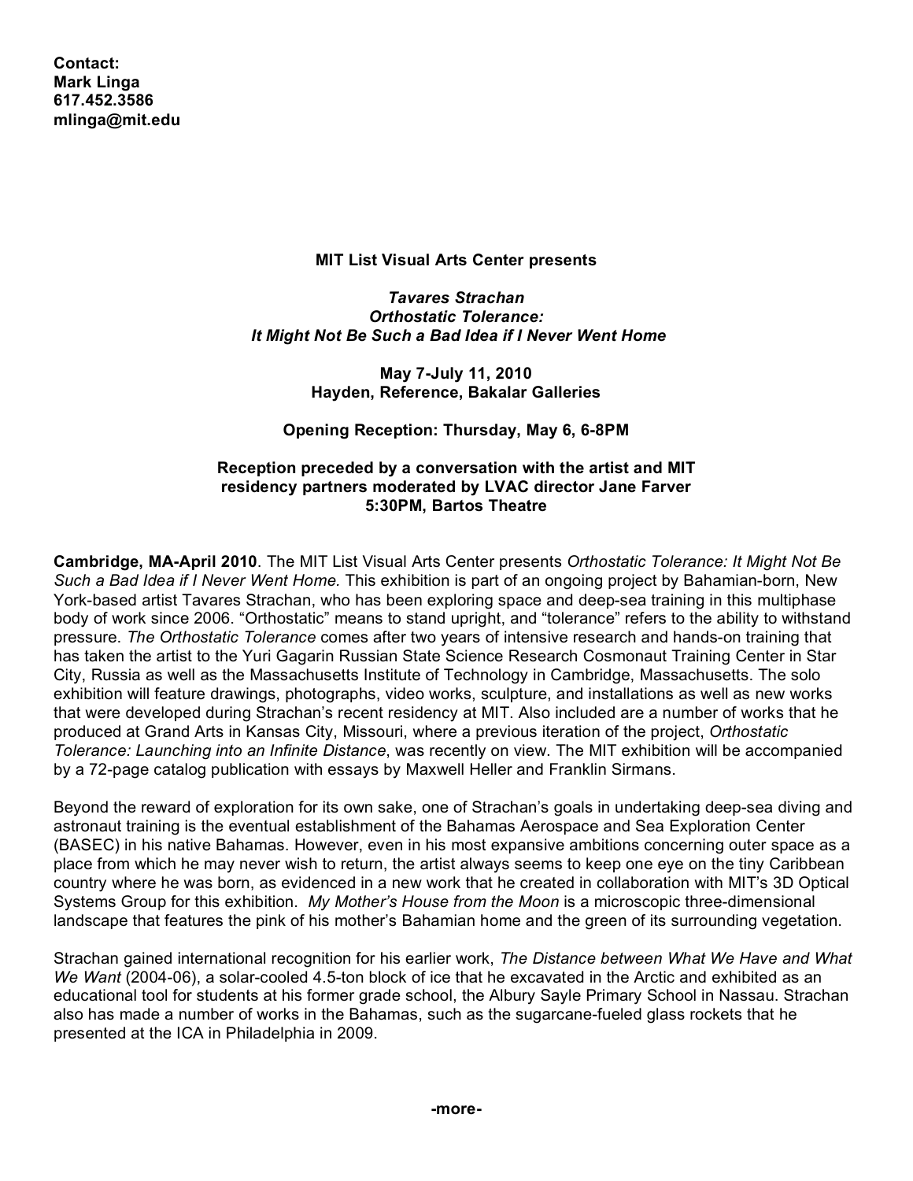**Contact:**
**Mark Linga**
**617.452.3586**
**mlinga@mit.edu**

**MIT List Visual Arts Center presents**

***Tavares Strachan***
***Orthostatic Tolerance:***
***It Might Not Be Such a Bad Idea if I Never Went Home***

**May 7-July 11, 2010**
**Hayden, Reference, Bakalar Galleries**

**Opening Reception: Thursday, May 6, 6-8PM**

**Reception preceded by a conversation with the artist and MIT residency partners moderated by LVAC director Jane Farver**
**5:30PM, Bartos Theatre**

**Cambridge, MA-April 2010**. The MIT List Visual Arts Center presents *Orthostatic Tolerance: It Might Not Be Such a Bad Idea if I Never Went Home.* This exhibition is part of an ongoing project by Bahamian-born, New York-based artist Tavares Strachan, who has been exploring space and deep-sea training in this multiphase body of work since 2006. "Orthostatic" means to stand upright, and "tolerance" refers to the ability to withstand pressure. *The Orthostatic Tolerance* comes after two years of intensive research and hands-on training that has taken the artist to the Yuri Gagarin Russian State Science Research Cosmonaut Training Center in Star City, Russia as well as the Massachusetts Institute of Technology in Cambridge, Massachusetts. The solo exhibition will feature drawings, photographs, video works, sculpture, and installations as well as new works that were developed during Strachan's recent residency at MIT. Also included are a number of works that he produced at Grand Arts in Kansas City, Missouri, where a previous iteration of the project, *Orthostatic Tolerance: Launching into an Infinite Distance*, was recently on view. The MIT exhibition will be accompanied by a 72-page catalog publication with essays by Maxwell Heller and Franklin Sirmans.

Beyond the reward of exploration for its own sake, one of Strachan's goals in undertaking deep-sea diving and astronaut training is the eventual establishment of the Bahamas Aerospace and Sea Exploration Center (BASEC) in his native Bahamas. However, even in his most expansive ambitions concerning outer space as a place from which he may never wish to return, the artist always seems to keep one eye on the tiny Caribbean country where he was born, as evidenced in a new work that he created in collaboration with MIT's 3D Optical Systems Group for this exhibition. *My Mother's House from the Moon* is a microscopic three-dimensional landscape that features the pink of his mother's Bahamian home and the green of its surrounding vegetation.

Strachan gained international recognition for his earlier work, *The Distance between What We Have and What We Want* (2004-06), a solar-cooled 4.5-ton block of ice that he excavated in the Arctic and exhibited as an educational tool for students at his former grade school, the Albury Sayle Primary School in Nassau. Strachan also has made a number of works in the Bahamas, such as the sugarcane-fueled glass rockets that he presented at the ICA in Philadelphia in 2009.

**-more-**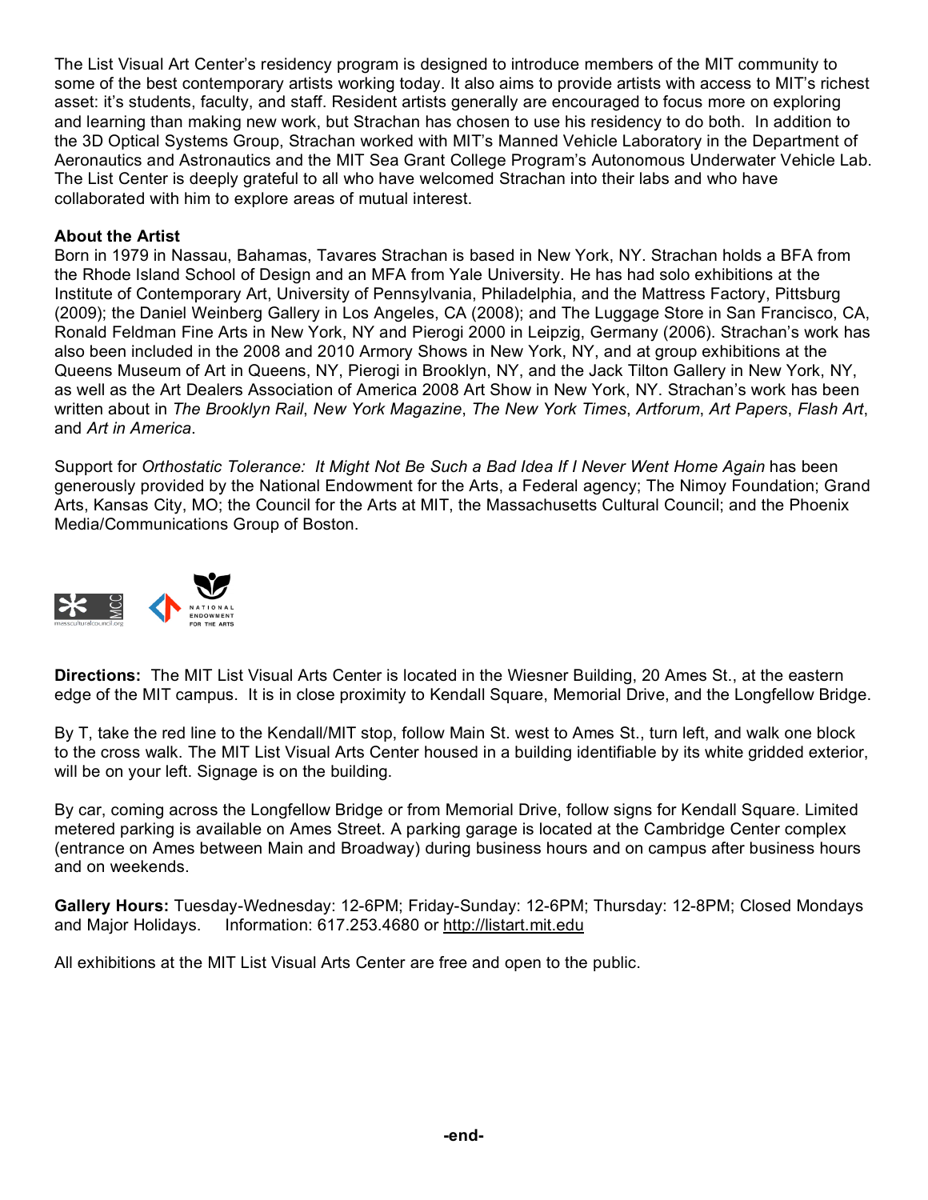The List Visual Art Center's residency program is designed to introduce members of the MIT community to some of the best contemporary artists working today. It also aims to provide artists with access to MIT's richest asset: it's students, faculty, and staff. Resident artists generally are encouraged to focus more on exploring and learning than making new work, but Strachan has chosen to use his residency to do both. In addition to the 3D Optical Systems Group, Strachan worked with MIT's Manned Vehicle Laboratory in the Department of Aeronautics and Astronautics and the MIT Sea Grant College Program's Autonomous Underwater Vehicle Lab. The List Center is deeply grateful to all who have welcomed Strachan into their labs and who have collaborated with him to explore areas of mutual interest.

**About the Artist**

Born in 1979 in Nassau, Bahamas, Tavares Strachan is based in New York, NY. Strachan holds a BFA from the Rhode Island School of Design and an MFA from Yale University. He has had solo exhibitions at the Institute of Contemporary Art, University of Pennsylvania, Philadelphia, and the Mattress Factory, Pittsburg (2009); the Daniel Weinberg Gallery in Los Angeles, CA (2008); and The Luggage Store in San Francisco, CA, Ronald Feldman Fine Arts in New York, NY and Pierogi 2000 in Leipzig, Germany (2006). Strachan's work has also been included in the 2008 and 2010 Armory Shows in New York, NY, and at group exhibitions at the Queens Museum of Art in Queens, NY, Pierogi in Brooklyn, NY, and the Jack Tilton Gallery in New York, NY, as well as the Art Dealers Association of America 2008 Art Show in New York, NY. Strachan's work has been written about in *The Brooklyn Rail*, *New York Magazine*, *The New York Times*, *Artforum*, *Art Papers*, *Flash Art*, and *Art in America*.

Support for *Orthostatic Tolerance: It Might Not Be Such a Bad Idea If I Never Went Home Again* has been generously provided by the National Endowment for the Arts, a Federal agency; The Nimoy Foundation; Grand Arts, Kansas City, MO; the Council for the Arts at MIT, the Massachusetts Cultural Council; and the Phoenix Media/Communications Group of Boston.

**Directions:** The MIT List Visual Arts Center is located in the Wiesner Building, 20 Ames St., at the eastern edge of the MIT campus. It is in close proximity to Kendall Square, Memorial Drive, and the Longfellow Bridge.

By T, take the red line to the Kendall/MIT stop, follow Main St. west to Ames St., turn left, and walk one block to the cross walk. The MIT List Visual Arts Center housed in a building identifiable by its white gridded exterior, will be on your left. Signage is on the building.

By car, coming across the Longfellow Bridge or from Memorial Drive, follow signs for Kendall Square. Limited metered parking is available on Ames Street. A parking garage is located at the Cambridge Center complex (entrance on Ames between Main and Broadway) during business hours and on campus after business hours and on weekends.

**Gallery Hours:** Tuesday-Wednesday: 12-6PM; Friday-Sunday: 12-6PM; Thursday: 12-8PM; Closed Mondays and Major Holidays. Information: 617.253.4680 or http://listart.mit.edu

All exhibitions at the MIT List Visual Arts Center are free and open to the public.

**-end-**